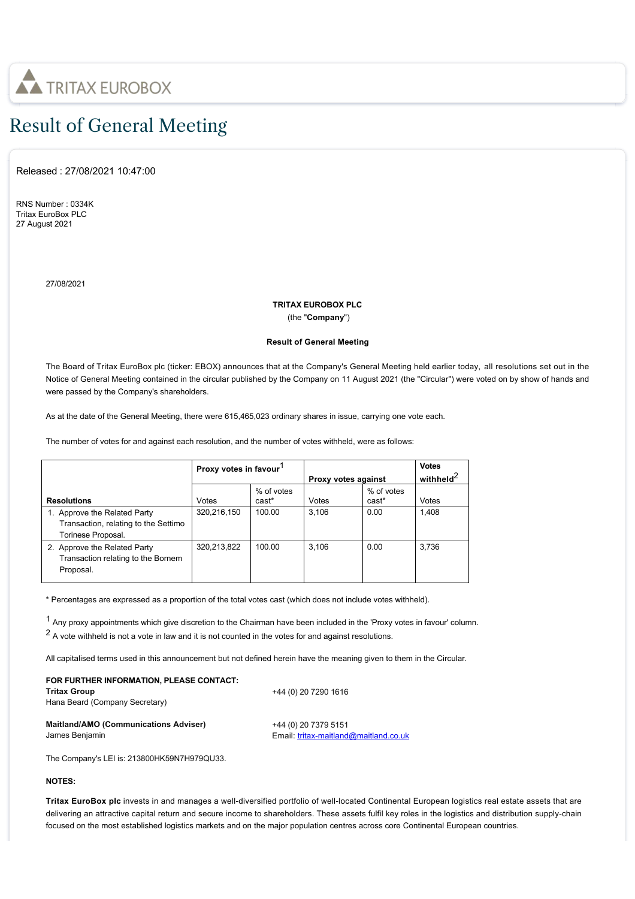TRITAX EUROBOX

# Result of General Meeting

Released : 27/08/2021 10:47:00

RNS Number : 0334K
Tritax EuroBox PLC
27 August 2021

27/08/2021

**TRITAX EUROBOX PLC**
(the "**Company**")

**Result of General Meeting**

The Board of Tritax EuroBox plc (ticker: EBOX) announces that at the Company's General Meeting held earlier today, all resolutions set out in the Notice of General Meeting contained in the circular published by the Company on 11 August 2021 (the "Circular") were voted on by show of hands and were passed by the Company's shareholders.

As at the date of the General Meeting, there were 615,465,023 ordinary shares in issue, carrying one vote each.

The number of votes for and against each resolution, and the number of votes withheld, were as follows:

| | **Proxy votes in favour**[1] | | **Proxy votes against** | | **Votes withheld**[2] |
|---|---|---|---|---|---|
| **Resolutions** | Votes | % of votes cast* | Votes | % of votes cast* | Votes |
| 1. Approve the Related Party Transaction, relating to the Settimo Torinese Proposal. | 320,216,150 | 100.00 | 3,106 | 0.00 | 1,408 |
| 2. Approve the Related Party Transaction relating to the Bornem Proposal. | 320,213,822 | 100.00 | 3,106 | 0.00 | 3,736 |

* Percentages are expressed as a proportion of the total votes cast (which does not include votes withheld).

[1] Any proxy appointments which give discretion to the Chairman have been included in the 'Proxy votes in favour' column.
[2] A vote withheld is not a vote in law and it is not counted in the votes for and against resolutions.

All capitalised terms used in this announcement but not defined herein have the meaning given to them in the Circular.

**FOR FURTHER INFORMATION, PLEASE CONTACT:**

**Tritax Group**
Hana Beard (Company Secretary)
+44 (0) 20 7290 1616

**Maitland/AMO (Communications Adviser)**
James Benjamin
+44 (0) 20 7379 5151
Email: tritax-maitland@maitland.co.uk

The Company's LEI is: 213800HK59N7H979QU33.

**NOTES:**

**Tritax EuroBox plc** invests in and manages a well-diversified portfolio of well-located Continental European logistics real estate assets that are delivering an attractive capital return and secure income to shareholders. These assets fulfil key roles in the logistics and distribution supply-chain focused on the most established logistics markets and on the major population centres across core Continental European countries.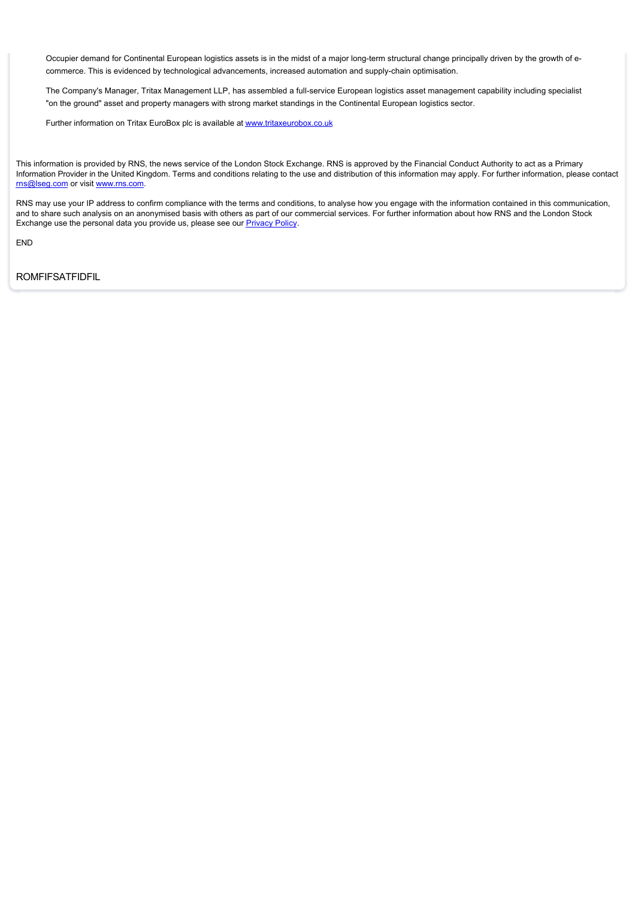Occupier demand for Continental European logistics assets is in the midst of a major long-term structural change principally driven by the growth of e-commerce. This is evidenced by technological advancements, increased automation and supply-chain optimisation.

The Company's Manager, Tritax Management LLP, has assembled a full-service European logistics asset management capability including specialist "on the ground" asset and property managers with strong market standings in the Continental European logistics sector.

Further information on Tritax EuroBox plc is available at www.tritaxeurobox.co.uk

This information is provided by RNS, the news service of the London Stock Exchange. RNS is approved by the Financial Conduct Authority to act as a Primary Information Provider in the United Kingdom. Terms and conditions relating to the use and distribution of this information may apply. For further information, please contact rns@lseg.com or visit www.rns.com.

RNS may use your IP address to confirm compliance with the terms and conditions, to analyse how you engage with the information contained in this communication, and to share such analysis on an anonymised basis with others as part of our commercial services. For further information about how RNS and the London Stock Exchange use the personal data you provide us, please see our Privacy Policy.

END

ROMFIFSATFIDFIL